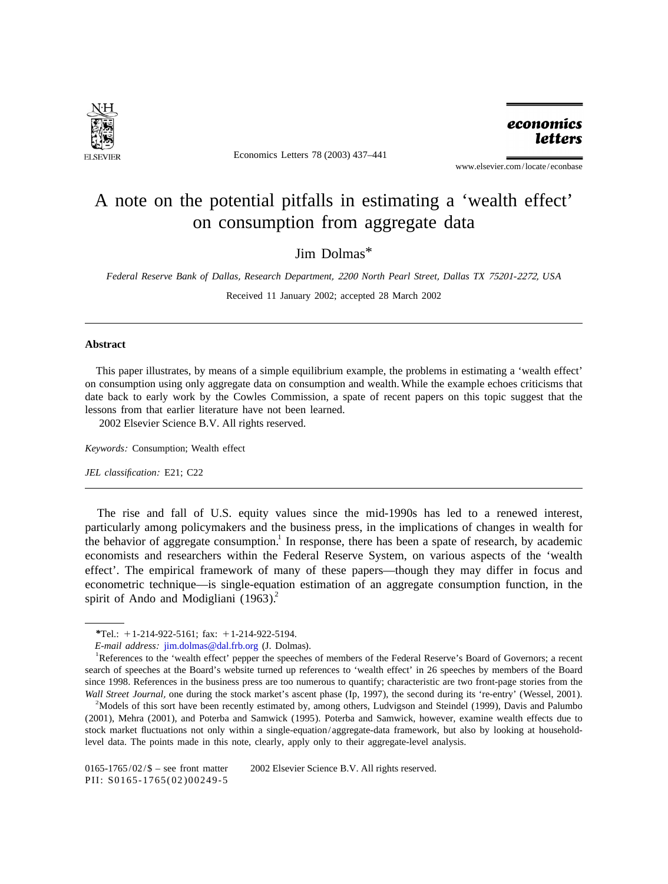# A note on the potential pitfalls in estimating a 'wealth effect' on consumption from aggregate data

Jim Dolmas*

*Federal Reserve Bank of Dallas, Research Department, 2200 North Pearl Street, Dallas TX 75201-2272, USA*

Received 11 January 2002; accepted 28 March 2002

---

## Abstract

This paper illustrates, by means of a simple equilibrium example, the problems in estimating a 'wealth effect' on consumption using only aggregate data on consumption and wealth. While the example echoes criticisms that date back to early work by the Cowles Commission, a spate of recent papers on this topic suggest that the lessons from that earlier literature have not been learned.

2002 Elsevier Science B.V. All rights reserved.

*Keywords:* Consumption; Wealth effect

*JEL classification:* E21; C22

---

The rise and fall of U.S. equity values since the mid-1990s has led to a renewed interest, particularly among policymakers and the business press, in the implications of changes in wealth for the behavior of aggregate consumption.[1] In response, there has been a spate of research, by academic economists and researchers within the Federal Reserve System, on various aspects of the 'wealth effect'. The empirical framework of many of these papers—though they may differ in focus and econometric technique—is single-equation estimation of an aggregate consumption function, in the spirit of Ando and Modigliani (1963).[2]

---

*Tel.: +1-214-922-5161; fax: +1-214-922-5194.

*E-mail address:* jim.dolmas@dal.frb.org (J. Dolmas).

[1] References to the 'wealth effect' pepper the speeches of members of the Federal Reserve's Board of Governors; a recent search of speeches at the Board's website turned up references to 'wealth effect' in 26 speeches by members of the Board since 1998. References in the business press are too numerous to quantify; characteristic are two front-page stories from the *Wall Street Journal,* one during the stock market's ascent phase (Ip, 1997), the second during its 're-entry' (Wessel, 2001).

[2] Models of this sort have been recently estimated by, among others, Ludvigson and Steindel (1999), Davis and Palumbo (2001), Mehra (2001), and Poterba and Samwick (1995). Poterba and Samwick, however, examine wealth effects due to stock market fluctuations not only within a single-equation/aggregate-data framework, but also by looking at household-level data. The points made in this note, clearly, apply only to their aggregate-level analysis.

0165-1765/02/$ – see front matter 2002 Elsevier Science B.V. All rights reserved.
PII: S0165-1765(02)00249-5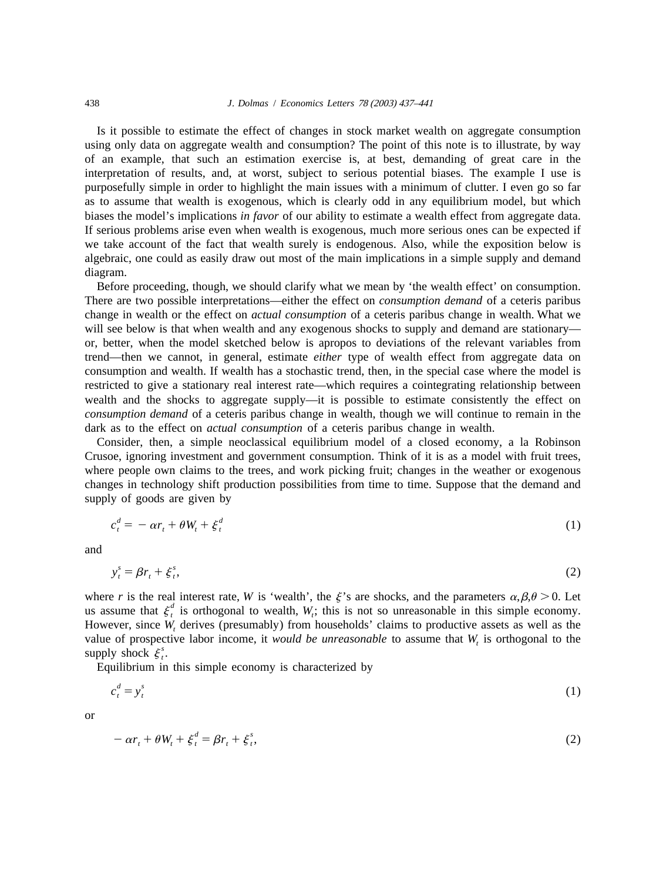Is it possible to estimate the effect of changes in stock market wealth on aggregate consumption using only data on aggregate wealth and consumption? The point of this note is to illustrate, by way of an example, that such an estimation exercise is, at best, demanding of great care in the interpretation of results, and, at worst, subject to serious potential biases. The example I use is purposefully simple in order to highlight the main issues with a minimum of clutter. I even go so far as to assume that wealth is exogenous, which is clearly odd in any equilibrium model, but which biases the model's implications *in favor* of our ability to estimate a wealth effect from aggregate data. If serious problems arise even when wealth is exogenous, much more serious ones can be expected if we take account of the fact that wealth surely is endogenous. Also, while the exposition below is algebraic, one could as easily draw out most of the main implications in a simple supply and demand diagram.

Before proceeding, though, we should clarify what we mean by 'the wealth effect' on consumption. There are two possible interpretations—either the effect on *consumption demand* of a ceteris paribus change in wealth or the effect on *actual consumption* of a ceteris paribus change in wealth. What we will see below is that when wealth and any exogenous shocks to supply and demand are stationary—or, better, when the model sketched below is apropos to deviations of the relevant variables from trend—then we cannot, in general, estimate *either* type of wealth effect from aggregate data on consumption and wealth. If wealth has a stochastic trend, then, in the special case where the model is restricted to give a stationary real interest rate—which requires a cointegrating relationship between wealth and the shocks to aggregate supply—it is possible to estimate consistently the effect on *consumption demand* of a ceteris paribus change in wealth, though we will continue to remain in the dark as to the effect on *actual consumption* of a ceteris paribus change in wealth.

Consider, then, a simple neoclassical equilibrium model of a closed economy, a la Robinson Crusoe, ignoring investment and government consumption. Think of it is as a model with fruit trees, where people own claims to the trees, and work picking fruit; changes in the weather or exogenous changes in technology shift production possibilities from time to time. Suppose that the demand and supply of goods are given by

$$c_t^d = -\alpha r_t + \theta W_t + \xi_t^d \tag{1}$$

and

$$y_t^s = \beta r_t + \xi_t^s, \tag{2}$$

where $r$ is the real interest rate, $W$ is 'wealth', the $\xi$'s are shocks, and the parameters $\alpha, \beta, \theta > 0$. Let us assume that $\xi_t^d$ is orthogonal to wealth, $W_t$; this is not so unreasonable in this simple economy. However, since $W_t$ derives (presumably) from households' claims to productive assets as well as the value of prospective labor income, it *would be unreasonable* to assume that $W_t$ is orthogonal to the supply shock $\xi_t^s$.

Equilibrium in this simple economy is characterized by

$$c_t^d = y_t^s \tag{1}$$

or

$$-\alpha r_t + \theta W_t + \xi_t^d = \beta r_t + \xi_t^s, \tag{2}$$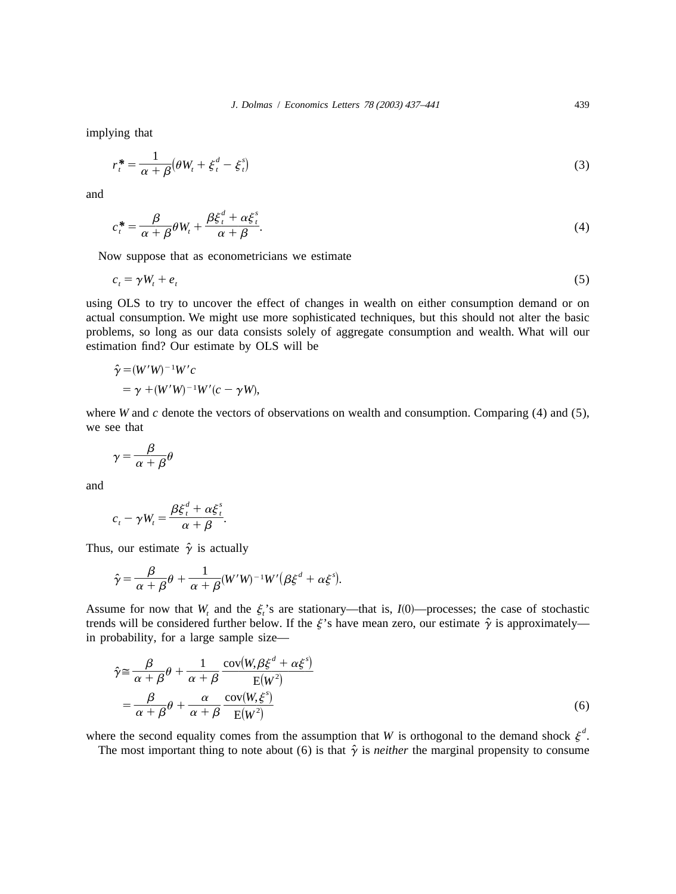implying that

$$r_t^* = \frac{1}{\alpha+\beta}\left(\theta W_t + \xi_t^d - \xi_t^s\right) \tag{3}$$

and

$$c_t^* = \frac{\beta}{\alpha+\beta}\theta W_t + \frac{\beta\xi_t^d + \alpha\xi_t^s}{\alpha+\beta}. \tag{4}$$

Now suppose that as econometricians we estimate

$$c_t = \gamma W_t + e_t \tag{5}$$

using OLS to try to uncover the effect of changes in wealth on either consumption demand or on actual consumption. We might use more sophisticated techniques, but this should not alter the basic problems, so long as our data consists solely of aggregate consumption and wealth. What will our estimation find? Our estimate by OLS will be

$$\begin{aligned}\hat{\gamma} &= (W'W)^{-1}W'c \\ &= \gamma + (W'W)^{-1}W'(c - \gamma W),\end{aligned}$$

where $W$ and $c$ denote the vectors of observations on wealth and consumption. Comparing (4) and (5), we see that

$$\gamma = \frac{\beta}{\alpha+\beta}\theta$$

and

$$c_t - \gamma W_t = \frac{\beta\xi_t^d + \alpha\xi_t^s}{\alpha+\beta}.$$

Thus, our estimate $\hat{\gamma}$ is actually

$$\hat{\gamma} = \frac{\beta}{\alpha+\beta}\theta + \frac{1}{\alpha+\beta}(W'W)^{-1}W'\left(\beta\xi^d + \alpha\xi^s\right).$$

Assume for now that $W_t$ and the $\xi_t$'s are stationary—that is, $I(0)$—processes; the case of stochastic trends will be considered further below. If the $\xi$'s have mean zero, our estimate $\hat{\gamma}$ is approximately—in probability, for a large sample size—

$$\begin{aligned}\hat{\gamma} &\cong \frac{\beta}{\alpha+\beta}\theta + \frac{1}{\alpha+\beta}\frac{\mathrm{cov}\left(W, \beta\xi^d + \alpha\xi^s\right)}{\mathrm{E}\left(W^2\right)} \\ &= \frac{\beta}{\alpha+\beta}\theta + \frac{\alpha}{\alpha+\beta}\frac{\mathrm{cov}\left(W, \xi^s\right)}{\mathrm{E}\left(W^2\right)}\end{aligned} \tag{6}$$

where the second equality comes from the assumption that $W$ is orthogonal to the demand shock $\xi^d$.

The most important thing to note about (6) is that $\hat{\gamma}$ is *neither* the marginal propensity to consume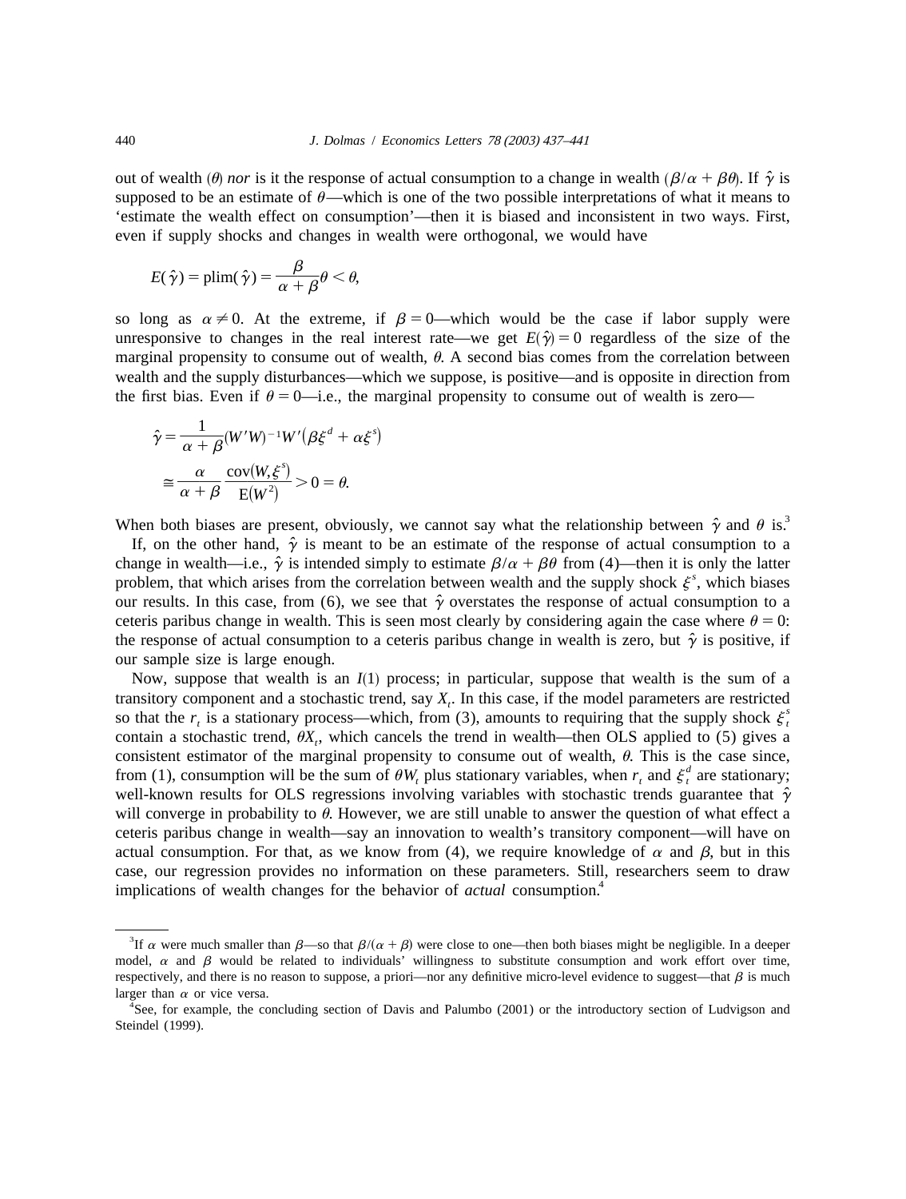out of wealth ($\theta$) *nor* is it the response of actual consumption to a change in wealth ($\beta/\alpha + \beta\theta$). If $\hat{\gamma}$ is supposed to be an estimate of $\theta$—which is one of the two possible interpretations of what it means to 'estimate the wealth effect on consumption'—then it is biased and inconsistent in two ways. First, even if supply shocks and changes in wealth were orthogonal, we would have

$$E(\hat{\gamma}) = \text{plim}(\hat{\gamma}) = \frac{\beta}{\alpha + \beta}\theta < \theta,$$

so long as $\alpha \neq 0$. At the extreme, if $\beta = 0$—which would be the case if labor supply were unresponsive to changes in the real interest rate—we get $E(\hat{\gamma}) = 0$ regardless of the size of the marginal propensity to consume out of wealth, $\theta$. A second bias comes from the correlation between wealth and the supply disturbances—which we suppose, is positive—and is opposite in direction from the first bias. Even if $\theta = 0$—i.e., the marginal propensity to consume out of wealth is zero—

$$\hat{\gamma} = \frac{1}{\alpha + \beta}(W'W)^{-1}W'(\beta\xi^d + \alpha\xi^s)$$

$$\cong \frac{\alpha}{\alpha + \beta}\frac{\text{cov}(W,\xi^s)}{\text{E}(W^2)} > 0 = \theta.$$

When both biases are present, obviously, we cannot say what the relationship between $\hat{\gamma}$ and $\theta$ is.[3]

If, on the other hand, $\hat{\gamma}$ is meant to be an estimate of the response of actual consumption to a change in wealth—i.e., $\hat{\gamma}$ is intended simply to estimate $\beta/\alpha + \beta\theta$ from (4)—then it is only the latter problem, that which arises from the correlation between wealth and the supply shock $\xi^s$, which biases our results. In this case, from (6), we see that $\hat{\gamma}$ overstates the response of actual consumption to a ceteris paribus change in wealth. This is seen most clearly by considering again the case where $\theta = 0$: the response of actual consumption to a ceteris paribus change in wealth is zero, but $\hat{\gamma}$ is positive, if our sample size is large enough.

Now, suppose that wealth is an $I(1)$ process; in particular, suppose that wealth is the sum of a transitory component and a stochastic trend, say $X_t$. In this case, if the model parameters are restricted so that the $r_t$ is a stationary process—which, from (3), amounts to requiring that the supply shock $\xi_t^s$ contain a stochastic trend, $\theta X_t$, which cancels the trend in wealth—then OLS applied to (5) gives a consistent estimator of the marginal propensity to consume out of wealth, $\theta$. This is the case since, from (1), consumption will be the sum of $\theta W_t$ plus stationary variables, when $r_t$ and $\xi_t^d$ are stationary; well-known results for OLS regressions involving variables with stochastic trends guarantee that $\hat{\gamma}$ will converge in probability to $\theta$. However, we are still unable to answer the question of what effect a ceteris paribus change in wealth—say an innovation to wealth's transitory component—will have on actual consumption. For that, as we know from (4), we require knowledge of $\alpha$ and $\beta$, but in this case, our regression provides no information on these parameters. Still, researchers seem to draw implications of wealth changes for the behavior of *actual* consumption.[4]

---

[3] If $\alpha$ were much smaller than $\beta$—so that $\beta/(\alpha + \beta)$ were close to one—then both biases might be negligible. In a deeper model, $\alpha$ and $\beta$ would be related to individuals' willingness to substitute consumption and work effort over time, respectively, and there is no reason to suppose, a priori—nor any definitive micro-level evidence to suggest—that $\beta$ is much larger than $\alpha$ or vice versa.

[4] See, for example, the concluding section of Davis and Palumbo (2001) or the introductory section of Ludvigson and Steindel (1999).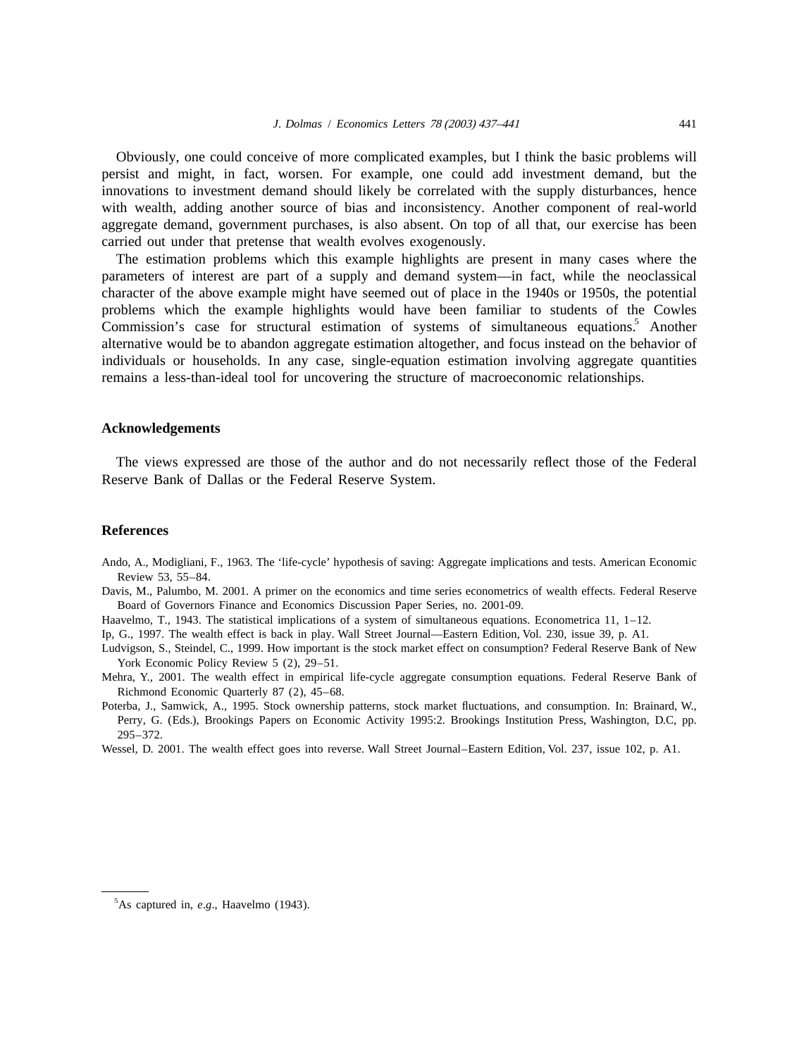Obviously, one could conceive of more complicated examples, but I think the basic problems will persist and might, in fact, worsen. For example, one could add investment demand, but the innovations to investment demand should likely be correlated with the supply disturbances, hence with wealth, adding another source of bias and inconsistency. Another component of real-world aggregate demand, government purchases, is also absent. On top of all that, our exercise has been carried out under that pretense that wealth evolves exogenously.

The estimation problems which this example highlights are present in many cases where the parameters of interest are part of a supply and demand system—in fact, while the neoclassical character of the above example might have seemed out of place in the 1940s or 1950s, the potential problems which the example highlights would have been familiar to students of the Cowles Commission's case for structural estimation of systems of simultaneous equations.[5] Another alternative would be to abandon aggregate estimation altogether, and focus instead on the behavior of individuals or households. In any case, single-equation estimation involving aggregate quantities remains a less-than-ideal tool for uncovering the structure of macroeconomic relationships.

## Acknowledgements

The views expressed are those of the author and do not necessarily reflect those of the Federal Reserve Bank of Dallas or the Federal Reserve System.

## References

Ando, A., Modigliani, F., 1963. The 'life-cycle' hypothesis of saving: Aggregate implications and tests. American Economic Review 53, 55–84.

Davis, M., Palumbo, M. 2001. A primer on the economics and time series econometrics of wealth effects. Federal Reserve Board of Governors Finance and Economics Discussion Paper Series, no. 2001-09.

Haavelmo, T., 1943. The statistical implications of a system of simultaneous equations. Econometrica 11, 1–12.

Ip, G., 1997. The wealth effect is back in play. Wall Street Journal—Eastern Edition, Vol. 230, issue 39, p. A1.

Ludvigson, S., Steindel, C., 1999. How important is the stock market effect on consumption? Federal Reserve Bank of New York Economic Policy Review 5 (2), 29–51.

Mehra, Y., 2001. The wealth effect in empirical life-cycle aggregate consumption equations. Federal Reserve Bank of Richmond Economic Quarterly 87 (2), 45–68.

Poterba, J., Samwick, A., 1995. Stock ownership patterns, stock market fluctuations, and consumption. In: Brainard, W., Perry, G. (Eds.), Brookings Papers on Economic Activity 1995:2. Brookings Institution Press, Washington, D.C, pp. 295–372.

Wessel, D. 2001. The wealth effect goes into reverse. Wall Street Journal–Eastern Edition, Vol. 237, issue 102, p. A1.

[5] As captured in, *e.g*., Haavelmo (1943).